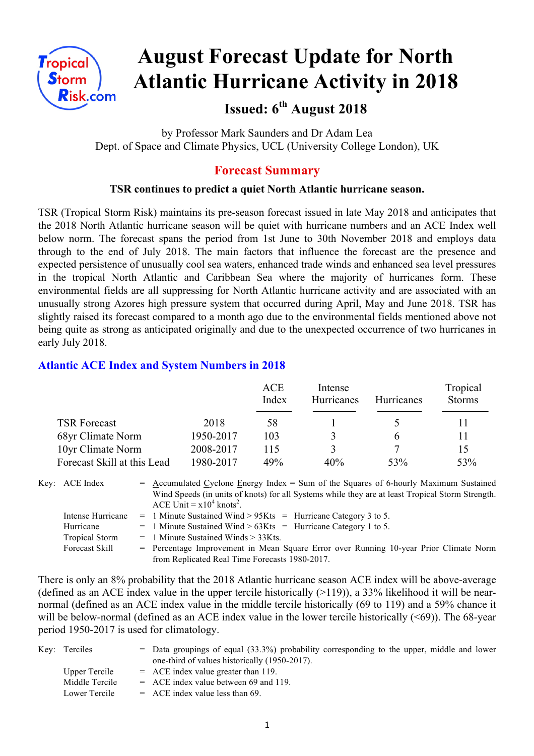# August Forecast Update for North Atlantic Hurricane Activity in 2018

## Issued: 6th August 2018

by Professor Mark Saunders and Dr Adam Lea
Dept. of Space and Climate Physics, UCL (University College London), UK

## Forecast Summary

**TSR continues to predict a quiet North Atlantic hurricane season.**

TSR (Tropical Storm Risk) maintains its pre-season forecast issued in late May 2018 and anticipates that the 2018 North Atlantic hurricane season will be quiet with hurricane numbers and an ACE Index well below norm. The forecast spans the period from 1st June to 30th November 2018 and employs data through to the end of July 2018. The main factors that influence the forecast are the presence and expected persistence of unusually cool sea waters, enhanced trade winds and enhanced sea level pressures in the tropical North Atlantic and Caribbean Sea where the majority of hurricanes form. These environmental fields are all suppressing for North Atlantic hurricane activity and are associated with an unusually strong Azores high pressure system that occurred during April, May and June 2018. TSR has slightly raised its forecast compared to a month ago due to the environmental fields mentioned above not being quite as strong as anticipated originally and due to the unexpected occurrence of two hurricanes in early July 2018.

### Atlantic ACE Index and System Numbers in 2018

| | | ACE Index | Intense Hurricanes | Hurricanes | Tropical Storms |
|---|---|---|---|---|---|
| TSR Forecast | 2018 | 58 | 1 | 5 | 11 |
| 68yr Climate Norm | 1950-2017 | 103 | 3 | 6 | 11 |
| 10yr Climate Norm | 2008-2017 | 115 | 3 | 7 | 15 |
| Forecast Skill at this Lead | 1980-2017 | 49% | 40% | 53% | 53% |

Key:
- ACE Index = Accumulated Cyclone Energy Index = Sum of the Squares of 6-hourly Maximum Sustained Wind Speeds (in units of knots) for all Systems while they are at least Tropical Storm Strength. ACE Unit = $x10^4$ knots$^2$.
- Intense Hurricane = 1 Minute Sustained Wind > 95Kts = Hurricane Category 3 to 5.
- Hurricane = 1 Minute Sustained Wind > 63Kts = Hurricane Category 1 to 5.
- Tropical Storm = 1 Minute Sustained Winds > 33Kts.
- Forecast Skill = Percentage Improvement in Mean Square Error over Running 10-year Prior Climate Norm from Replicated Real Time Forecasts 1980-2017.

There is only an 8% probability that the 2018 Atlantic hurricane season ACE index will be above-average (defined as an ACE index value in the upper tercile historically (>119)), a 33% likelihood it will be near-normal (defined as an ACE index value in the middle tercile historically (69 to 119) and a 59% chance it will be below-normal (defined as an ACE index value in the lower tercile historically (<69)). The 68-year period 1950-2017 is used for climatology.

Key:
- Terciles = Data groupings of equal (33.3%) probability corresponding to the upper, middle and lower one-third of values historically (1950-2017).
- Upper Tercile = ACE index value greater than 119.
- Middle Tercile = ACE index value between 69 and 119.
- Lower Tercile = ACE index value less than 69.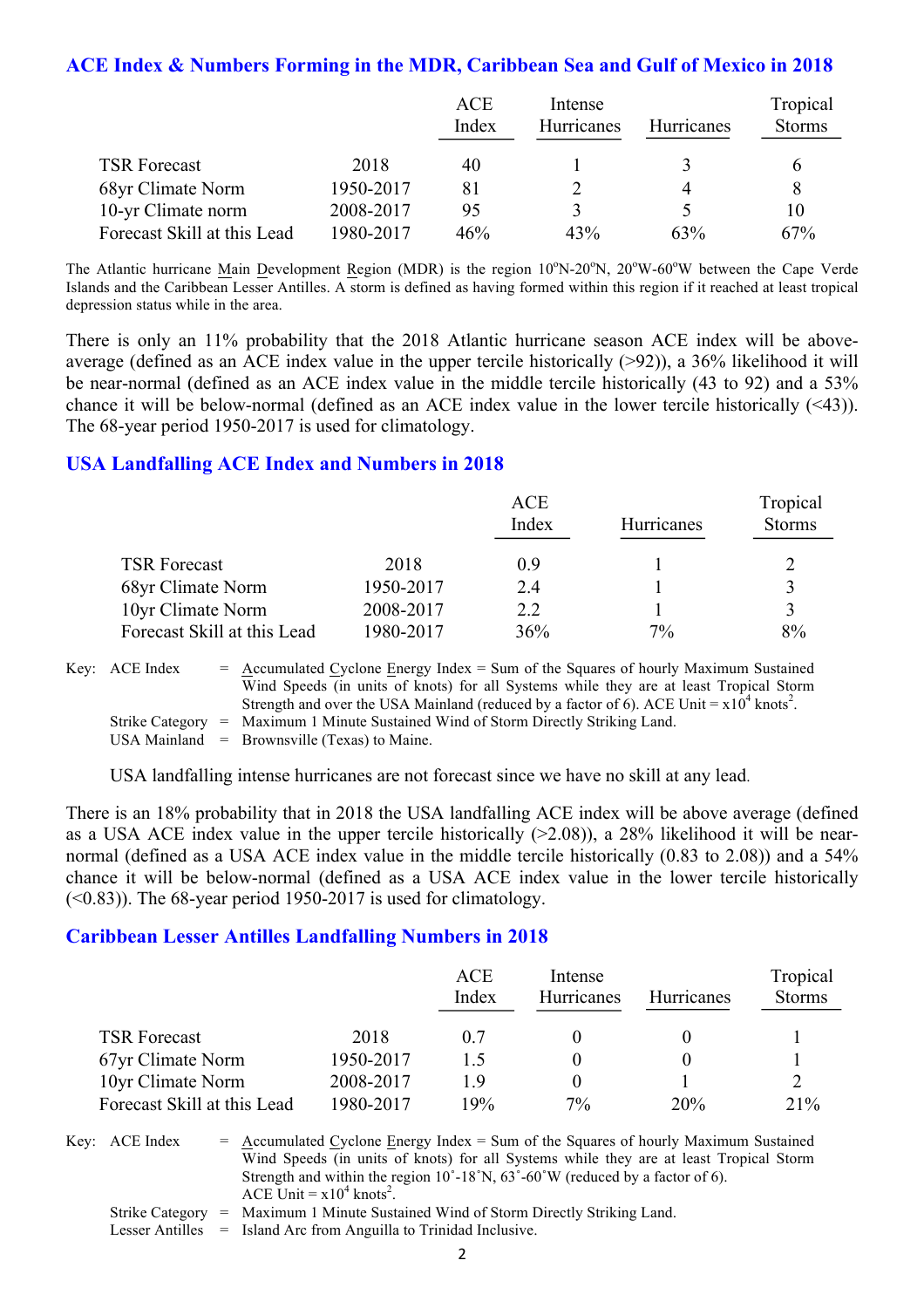## ACE Index & Numbers Forming in the MDR, Caribbean Sea and Gulf of Mexico in 2018

| | | ACE Index | Intense Hurricanes | Hurricanes | Tropical Storms |
|---|---|---|---|---|---|
| TSR Forecast | 2018 | 40 | 1 | 3 | 6 |
| 68yr Climate Norm | 1950-2017 | 81 | 2 | 4 | 8 |
| 10-yr Climate norm | 2008-2017 | 95 | 3 | 5 | 10 |
| Forecast Skill at this Lead | 1980-2017 | 46% | 43% | 63% | 67% |

The Atlantic hurricane Main Development Region (MDR) is the region 10°N-20°N, 20°W-60°W between the Cape Verde Islands and the Caribbean Lesser Antilles. A storm is defined as having formed within this region if it reached at least tropical depression status while in the area.

There is only an 11% probability that the 2018 Atlantic hurricane season ACE index will be above-average (defined as an ACE index value in the upper tercile historically (>92)), a 36% likelihood it will be near-normal (defined as an ACE index value in the middle tercile historically (43 to 92) and a 53% chance it will be below-normal (defined as an ACE index value in the lower tercile historically (<43)). The 68-year period 1950-2017 is used for climatology.

## USA Landfalling ACE Index and Numbers in 2018

| | | ACE Index | Hurricanes | Tropical Storms |
|---|---|---|---|---|
| TSR Forecast | 2018 | 0.9 | 1 | 2 |
| 68yr Climate Norm | 1950-2017 | 2.4 | 1 | 3 |
| 10yr Climate Norm | 2008-2017 | 2.2 | 1 | 3 |
| Forecast Skill at this Lead | 1980-2017 | 36% | 7% | 8% |

Key: ACE Index = Accumulated Cyclone Energy Index = Sum of the Squares of hourly Maximum Sustained Wind Speeds (in units of knots) for all Systems while they are at least Tropical Storm Strength and over the USA Mainland (reduced by a factor of 6). ACE Unit = $x10^4$ knots$^2$.
Strike Category = Maximum 1 Minute Sustained Wind of Storm Directly Striking Land.
USA Mainland = Brownsville (Texas) to Maine.

USA landfalling intense hurricanes are not forecast since we have no skill at any lead.

There is an 18% probability that in 2018 the USA landfalling ACE index will be above average (defined as a USA ACE index value in the upper tercile historically (>2.08)), a 28% likelihood it will be near-normal (defined as a USA ACE index value in the middle tercile historically (0.83 to 2.08)) and a 54% chance it will be below-normal (defined as a USA ACE index value in the lower tercile historically (<0.83)). The 68-year period 1950-2017 is used for climatology.

## Caribbean Lesser Antilles Landfalling Numbers in 2018

| | | ACE Index | Intense Hurricanes | Hurricanes | Tropical Storms |
|---|---|---|---|---|---|
| TSR Forecast | 2018 | 0.7 | 0 | 0 | 1 |
| 67yr Climate Norm | 1950-2017 | 1.5 | 0 | 0 | 1 |
| 10yr Climate Norm | 2008-2017 | 1.9 | 0 | 1 | 2 |
| Forecast Skill at this Lead | 1980-2017 | 19% | 7% | 20% | 21% |

Key: ACE Index = Accumulated Cyclone Energy Index = Sum of the Squares of hourly Maximum Sustained Wind Speeds (in units of knots) for all Systems while they are at least Tropical Storm Strength and within the region 10˚-18˚N, 63˚-60˚W (reduced by a factor of 6). ACE Unit = $x10^4$ knots$^2$.
Strike Category = Maximum 1 Minute Sustained Wind of Storm Directly Striking Land.
Lesser Antilles = Island Arc from Anguilla to Trinidad Inclusive.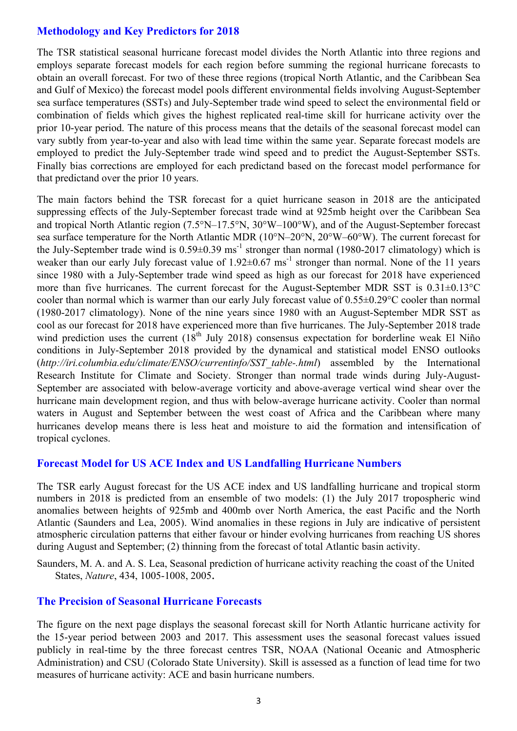## Methodology and Key Predictors for 2018

The TSR statistical seasonal hurricane forecast model divides the North Atlantic into three regions and employs separate forecast models for each region before summing the regional hurricane forecasts to obtain an overall forecast. For two of these three regions (tropical North Atlantic, and the Caribbean Sea and Gulf of Mexico) the forecast model pools different environmental fields involving August-September sea surface temperatures (SSTs) and July-September trade wind speed to select the environmental field or combination of fields which gives the highest replicated real-time skill for hurricane activity over the prior 10-year period. The nature of this process means that the details of the seasonal forecast model can vary subtly from year-to-year and also with lead time within the same year. Separate forecast models are employed to predict the July-September trade wind speed and to predict the August-September SSTs. Finally bias corrections are employed for each predictand based on the forecast model performance for that predictand over the prior 10 years.

The main factors behind the TSR forecast for a quiet hurricane season in 2018 are the anticipated suppressing effects of the July-September forecast trade wind at 925mb height over the Caribbean Sea and tropical North Atlantic region (7.5°N–17.5°N, 30°W–100°W), and of the August-September forecast sea surface temperature for the North Atlantic MDR (10°N–20°N, 20°W–60°W). The current forecast for the July-September trade wind is 0.59±0.39 $ms^{-1}$ stronger than normal (1980-2017 climatology) which is weaker than our early July forecast value of 1.92±0.67 $ms^{-1}$ stronger than normal. None of the 11 years since 1980 with a July-September trade wind speed as high as our forecast for 2018 have experienced more than five hurricanes. The current forecast for the August-September MDR SST is 0.31±0.13°C cooler than normal which is warmer than our early July forecast value of 0.55±0.29°C cooler than normal (1980-2017 climatology). None of the nine years since 1980 with an August-September MDR SST as cool as our forecast for 2018 have experienced more than five hurricanes. The July-September 2018 trade wind prediction uses the current (18th July 2018) consensus expectation for borderline weak El Niño conditions in July-September 2018 provided by the dynamical and statistical model ENSO outlooks (*http://iri.columbia.edu/climate/ENSO/currentinfo/SST_table-.html*) assembled by the International Research Institute for Climate and Society. Stronger than normal trade winds during July-August-September are associated with below-average vorticity and above-average vertical wind shear over the hurricane main development region, and thus with below-average hurricane activity. Cooler than normal waters in August and September between the west coast of Africa and the Caribbean where many hurricanes develop means there is less heat and moisture to aid the formation and intensification of tropical cyclones.

## Forecast Model for US ACE Index and US Landfalling Hurricane Numbers

The TSR early August forecast for the US ACE index and US landfalling hurricane and tropical storm numbers in 2018 is predicted from an ensemble of two models: (1) the July 2017 tropospheric wind anomalies between heights of 925mb and 400mb over North America, the east Pacific and the North Atlantic (Saunders and Lea, 2005). Wind anomalies in these regions in July are indicative of persistent atmospheric circulation patterns that either favour or hinder evolving hurricanes from reaching US shores during August and September; (2) thinning from the forecast of total Atlantic basin activity.

Saunders, M. A. and A. S. Lea, Seasonal prediction of hurricane activity reaching the coast of the United States, *Nature*, 434, 1005-1008, 2005.

## The Precision of Seasonal Hurricane Forecasts

The figure on the next page displays the seasonal forecast skill for North Atlantic hurricane activity for the 15-year period between 2003 and 2017. This assessment uses the seasonal forecast values issued publicly in real-time by the three forecast centres TSR, NOAA (National Oceanic and Atmospheric Administration) and CSU (Colorado State University). Skill is assessed as a function of lead time for two measures of hurricane activity: ACE and basin hurricane numbers.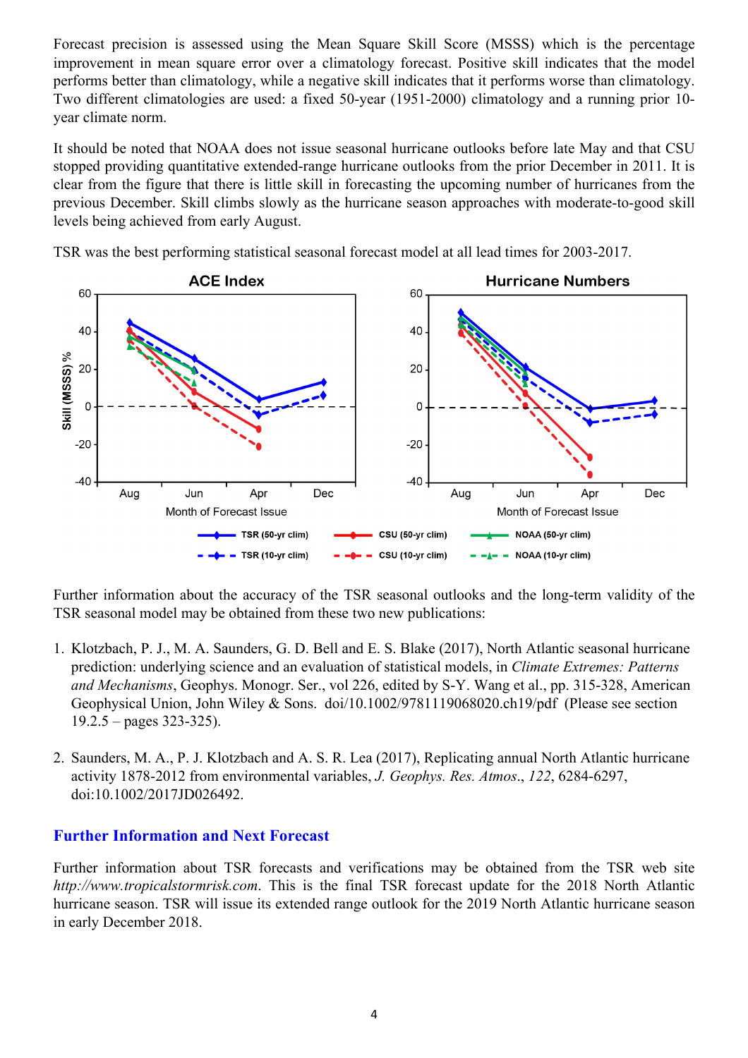Forecast precision is assessed using the Mean Square Skill Score (MSSS) which is the percentage improvement in mean square error over a climatology forecast. Positive skill indicates that the model performs better than climatology, while a negative skill indicates that it performs worse than climatology. Two different climatologies are used: a fixed 50-year (1951-2000) climatology and a running prior 10-year climate norm.

It should be noted that NOAA does not issue seasonal hurricane outlooks before late May and that CSU stopped providing quantitative extended-range hurricane outlooks from the prior December in 2011. It is clear from the figure that there is little skill in forecasting the upcoming number of hurricanes from the previous December. Skill climbs slowly as the hurricane season approaches with moderate-to-good skill levels being achieved from early August.

TSR was the best performing statistical seasonal forecast model at all lead times for 2003-2017.

Further information about the accuracy of the TSR seasonal outlooks and the long-term validity of the TSR seasonal model may be obtained from these two new publications:

1. Klotzbach, P. J., M. A. Saunders, G. D. Bell and E. S. Blake (2017), North Atlantic seasonal hurricane prediction: underlying science and an evaluation of statistical models, in *Climate Extremes: Patterns and Mechanisms*, Geophys. Monogr. Ser., vol 226, edited by S-Y. Wang et al., pp. 315-328, American Geophysical Union, John Wiley & Sons. doi/10.1002/9781119068020.ch19/pdf (Please see section 19.2.5 – pages 323-325).

2. Saunders, M. A., P. J. Klotzbach and A. S. R. Lea (2017), Replicating annual North Atlantic hurricane activity 1878-2012 from environmental variables, *J. Geophys. Res. Atmos*., *122*, 6284-6297, doi:10.1002/2017JD026492.

## Further Information and Next Forecast

Further information about TSR forecasts and verifications may be obtained from the TSR web site *http://www.tropicalstormrisk.com*. This is the final TSR forecast update for the 2018 North Atlantic hurricane season. TSR will issue its extended range outlook for the 2019 North Atlantic hurricane season in early December 2018.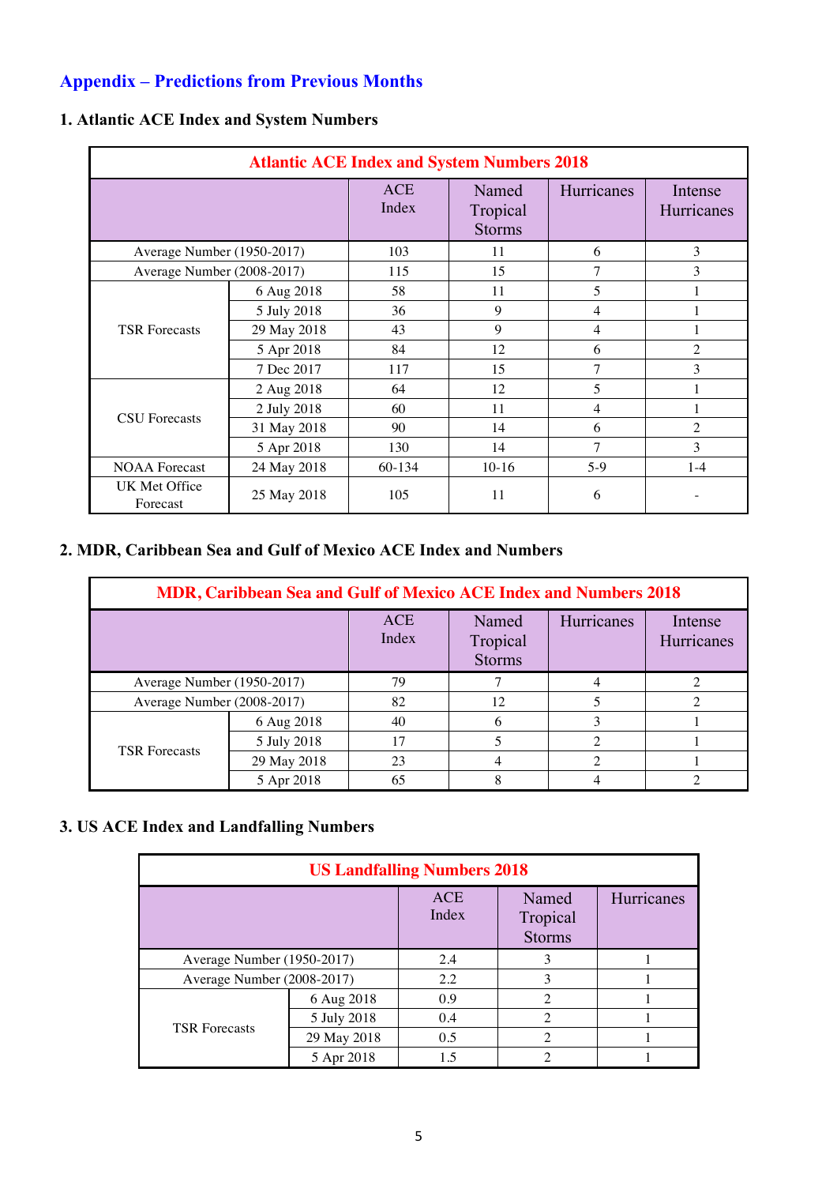## Appendix – Predictions from Previous Months

### 1. Atlantic ACE Index and System Numbers

| Atlantic ACE Index and System Numbers 2018 | | | | | |
|---|---|---|---|---|---|
| | | ACE Index | Named Tropical Storms | Hurricanes | Intense Hurricanes |
| Average Number (1950-2017) | | 103 | 11 | 6 | 3 |
| Average Number (2008-2017) | | 115 | 15 | 7 | 3 |
| TSR Forecasts | 6 Aug 2018 | 58 | 11 | 5 | 1 |
| | 5 July 2018 | 36 | 9 | 4 | 1 |
| | 29 May 2018 | 43 | 9 | 4 | 1 |
| | 5 Apr 2018 | 84 | 12 | 6 | 2 |
| | 7 Dec 2017 | 117 | 15 | 7 | 3 |
| CSU Forecasts | 2 Aug 2018 | 64 | 12 | 5 | 1 |
| | 2 July 2018 | 60 | 11 | 4 | 1 |
| | 31 May 2018 | 90 | 14 | 6 | 2 |
| | 5 Apr 2018 | 130 | 14 | 7 | 3 |
| NOAA Forecast | 24 May 2018 | 60-134 | 10-16 | 5-9 | 1-4 |
| UK Met Office Forecast | 25 May 2018 | 105 | 11 | 6 | - |

### 2. MDR, Caribbean Sea and Gulf of Mexico ACE Index and Numbers

| MDR, Caribbean Sea and Gulf of Mexico ACE Index and Numbers 2018 | | | | | |
|---|---|---|---|---|---|
| | | ACE Index | Named Tropical Storms | Hurricanes | Intense Hurricanes |
| Average Number (1950-2017) | | 79 | 7 | 4 | 2 |
| Average Number (2008-2017) | | 82 | 12 | 5 | 2 |
| TSR Forecasts | 6 Aug 2018 | 40 | 6 | 3 | 1 |
| | 5 July 2018 | 17 | 5 | 2 | 1 |
| | 29 May 2018 | 23 | 4 | 2 | 1 |
| | 5 Apr 2018 | 65 | 8 | 4 | 2 |

### 3. US ACE Index and Landfalling Numbers

| US Landfalling Numbers 2018 | | | | |
|---|---|---|---|---|
| | | ACE Index | Named Tropical Storms | Hurricanes |
| Average Number (1950-2017) | | 2.4 | 3 | 1 |
| Average Number (2008-2017) | | 2.2 | 3 | 1 |
| TSR Forecasts | 6 Aug 2018 | 0.9 | 2 | 1 |
| | 5 July 2018 | 0.4 | 2 | 1 |
| | 29 May 2018 | 0.5 | 2 | 1 |
| | 5 Apr 2018 | 1.5 | 2 | 1 |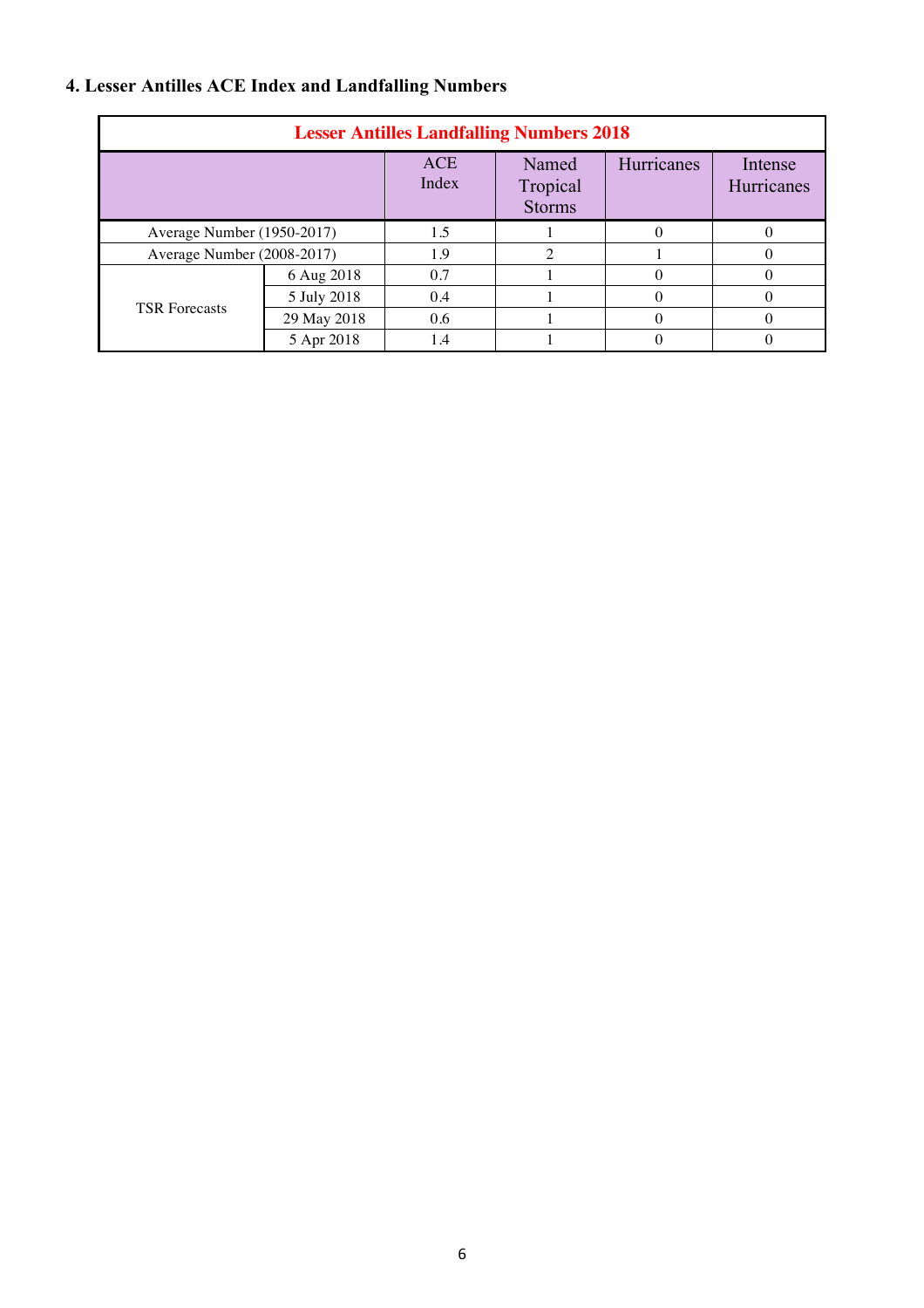## 4. Lesser Antilles ACE Index and Landfalling Numbers

| Lesser Antilles Landfalling Numbers 2018 | | | | | |
|---|---|---|---|---|---|
| | | ACE Index | Named Tropical Storms | Hurricanes | Intense Hurricanes |
| Average Number (1950-2017) | | 1.5 | 1 | 0 | 0 |
| Average Number (2008-2017) | | 1.9 | 2 | 1 | 0 |
| TSR Forecasts | 6 Aug 2018 | 0.7 | 1 | 0 | 0 |
| | 5 July 2018 | 0.4 | 1 | 0 | 0 |
| | 29 May 2018 | 0.6 | 1 | 0 | 0 |
| | 5 Apr 2018 | 1.4 | 1 | 0 | 0 |